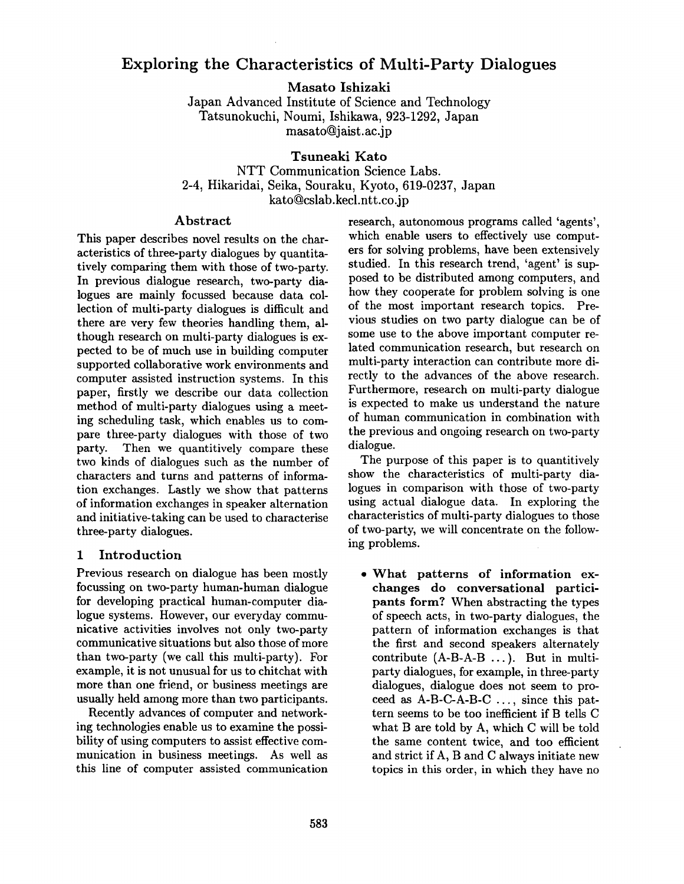# Exploring the Characteristics of Multi-Party Dialogues

**Masato Ishizaki**
Japan Advanced Institute of Science and Technology
Tatsunokuchi, Noumi, Ishikawa, 923-1292, Japan
masato@jaist.ac.jp

**Tsuneaki Kato**
NTT Communication Science Labs.
2-4, Hikaridai, Seika, Souraku, Kyoto, 619-0237, Japan
kato@cslab.kecl.ntt.co.jp

## Abstract

This paper describes novel results on the characteristics of three-party dialogues by quantitatively comparing them with those of two-party. In previous dialogue research, two-party dialogues are mainly focussed because data collection of multi-party dialogues is difficult and there are very few theories handling them, although research on multi-party dialogues is expected to be of much use in building computer supported collaborative work environments and computer assisted instruction systems. In this paper, firstly we describe our data collection method of multi-party dialogues using a meeting scheduling task, which enables us to compare three-party dialogues with those of two party. Then we quantitively compare these two kinds of dialogues such as the number of characters and turns and patterns of information exchanges. Lastly we show that patterns of information exchanges in speaker alternation and initiative-taking can be used to characterise three-party dialogues.

## 1 Introduction

Previous research on dialogue has been mostly focussing on two-party human-human dialogue for developing practical human-computer dialogue systems. However, our everyday communicative activities involves not only two-party communicative situations but also those of more than two-party (we call this multi-party). For example, it is not unusual for us to chitchat with more than one friend, or business meetings are usually held among more than two participants.

Recently advances of computer and networking technologies enable us to examine the possibility of using computers to assist effective communication in business meetings. As well as this line of computer assisted communication research, autonomous programs called 'agents', which enable users to effectively use computers for solving problems, have been extensively studied. In this research trend, 'agent' is supposed to be distributed among computers, and how they cooperate for problem solving is one of the most important research topics. Previous studies on two party dialogue can be of some use to the above important computer related communication research, but research on multi-party interaction can contribute more directly to the advances of the above research. Furthermore, research on multi-party dialogue is expected to make us understand the nature of human communication in combination with the previous and ongoing research on two-party dialogue.

The purpose of this paper is to quantitively show the characteristics of multi-party dialogues in comparison with those of two-party using actual dialogue data. In exploring the characteristics of multi-party dialogues to those of two-party, we will concentrate on the following problems.

- **What patterns of information exchanges do conversational participants form?** When abstracting the types of speech acts, in two-party dialogues, the pattern of information exchanges is that the first and second speakers alternately contribute (A-B-A-B ...). But in multi-party dialogues, for example, in three-party dialogues, dialogue does not seem to proceed as A-B-C-A-B-C ..., since this pattern seems to be too inefficient if B tells C what B are told by A, which C will be told the same content twice, and too efficient and strict if A, B and C always initiate new topics in this order, in which they have no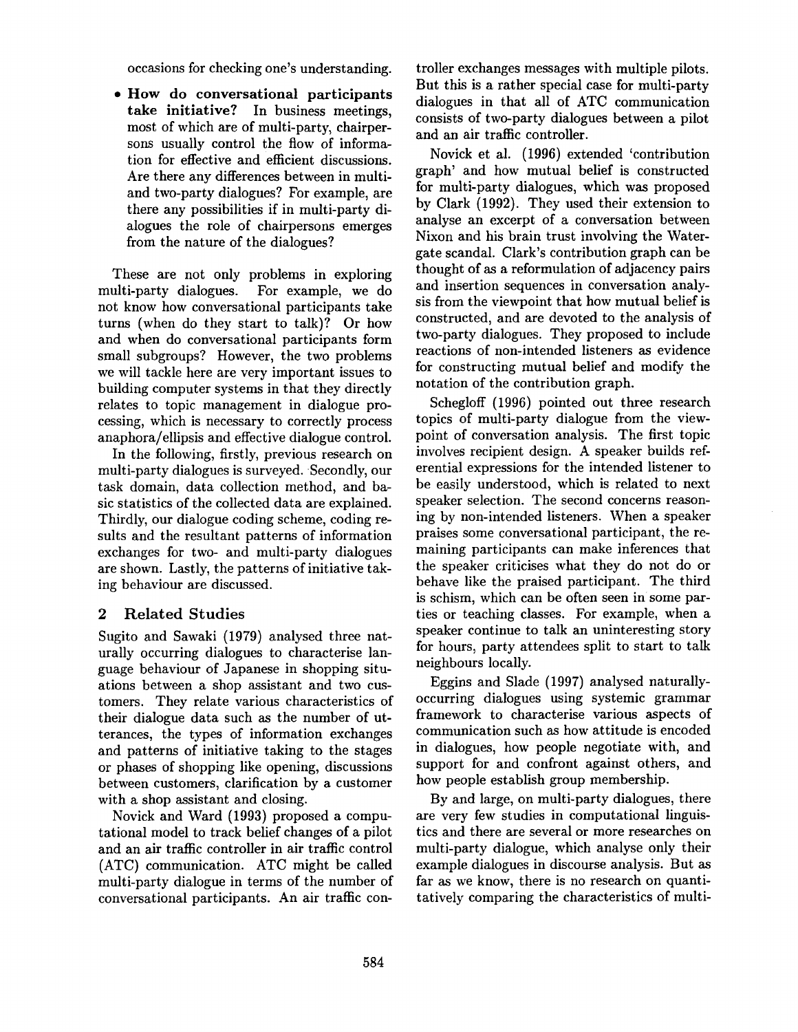occasions for checking one's understanding.

- **How do conversational participants take initiative?** In business meetings, most of which are of multi-party, chairpersons usually control the flow of information for effective and efficient discussions. Are there any differences between in multi- and two-party dialogues? For example, are there any possibilities if in multi-party dialogues the role of chairpersons emerges from the nature of the dialogues?

These are not only problems in exploring multi-party dialogues. For example, we do not know how conversational participants take turns (when do they start to talk)? Or how and when do conversational participants form small subgroups? However, the two problems we will tackle here are very important issues to building computer systems in that they directly relates to topic management in dialogue processing, which is necessary to correctly process anaphora/ellipsis and effective dialogue control.

In the following, firstly, previous research on multi-party dialogues is surveyed. Secondly, our task domain, data collection method, and basic statistics of the collected data are explained. Thirdly, our dialogue coding scheme, coding results and the resultant patterns of information exchanges for two- and multi-party dialogues are shown. Lastly, the patterns of initiative taking behaviour are discussed.

## 2 Related Studies

Sugito and Sawaki (1979) analysed three naturally occurring dialogues to characterise language behaviour of Japanese in shopping situations between a shop assistant and two customers. They relate various characteristics of their dialogue data such as the number of utterances, the types of information exchanges and patterns of initiative taking to the stages or phases of shopping like opening, discussions between customers, clarification by a customer with a shop assistant and closing.

Novick and Ward (1993) proposed a computational model to track belief changes of a pilot and an air traffic controller in air traffic control (ATC) communication. ATC might be called multi-party dialogue in terms of the number of conversational participants. An air traffic controller exchanges messages with multiple pilots. But this is a rather special case for multi-party dialogues in that all of ATC communication consists of two-party dialogues between a pilot and an air traffic controller.

Novick et al. (1996) extended 'contribution graph' and how mutual belief is constructed for multi-party dialogues, which was proposed by Clark (1992). They used their extension to analyse an excerpt of a conversation between Nixon and his brain trust involving the Watergate scandal. Clark's contribution graph can be thought of as a reformulation of adjacency pairs and insertion sequences in conversation analysis from the viewpoint that how mutual belief is constructed, and are devoted to the analysis of two-party dialogues. They proposed to include reactions of non-intended listeners as evidence for constructing mutual belief and modify the notation of the contribution graph.

Schegloff (1996) pointed out three research topics of multi-party dialogue from the viewpoint of conversation analysis. The first topic involves recipient design. A speaker builds referential expressions for the intended listener to be easily understood, which is related to next speaker selection. The second concerns reasoning by non-intended listeners. When a speaker praises some conversational participant, the remaining participants can make inferences that the speaker criticises what they do not do or behave like the praised participant. The third is schism, which can be often seen in some parties or teaching classes. For example, when a speaker continue to talk an uninteresting story for hours, party attendees split to start to talk neighbours locally.

Eggins and Slade (1997) analysed naturally-occurring dialogues using systemic grammar framework to characterise various aspects of communication such as how attitude is encoded in dialogues, how people negotiate with, and support for and confront against others, and how people establish group membership.

By and large, on multi-party dialogues, there are very few studies in computational linguistics and there are several or more researches on multi-party dialogue, which analyse only their example dialogues in discourse analysis. But as far as we know, there is no research on quantitatively comparing the characteristics of multi-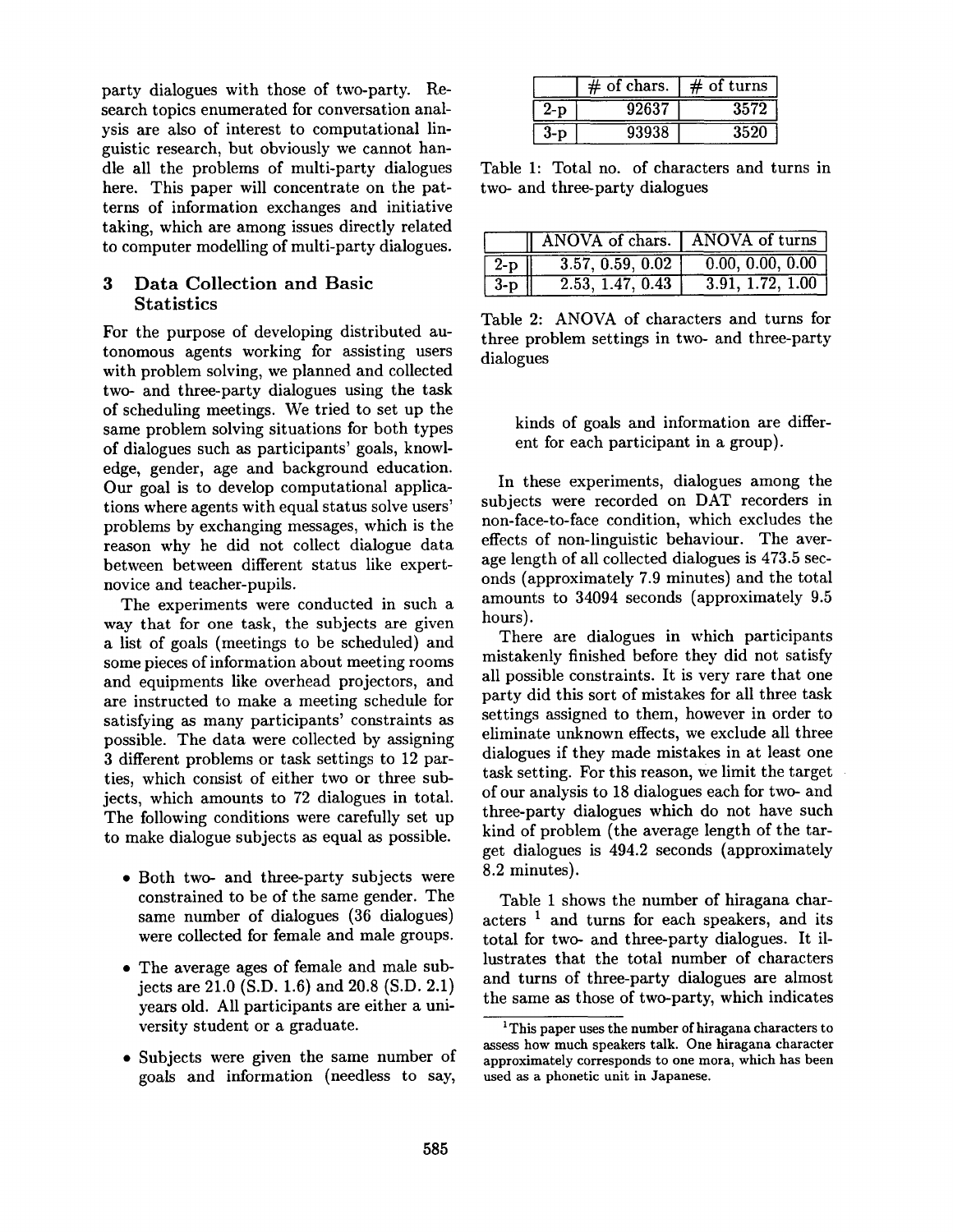party dialogues with those of two-party. Research topics enumerated for conversation analysis are also of interest to computational linguistic research, but obviously we cannot handle all the problems of multi-party dialogues here. This paper will concentrate on the patterns of information exchanges and initiative taking, which are among issues directly related to computer modelling of multi-party dialogues.

## 3 Data Collection and Basic Statistics

For the purpose of developing distributed autonomous agents working for assisting users with problem solving, we planned and collected two- and three-party dialogues using the task of scheduling meetings. We tried to set up the same problem solving situations for both types of dialogues such as participants' goals, knowledge, gender, age and background education. Our goal is to develop computational applications where agents with equal status solve users' problems by exchanging messages, which is the reason why he did not collect dialogue data between between different status like expert-novice and teacher-pupils.

The experiments were conducted in such a way that for one task, the subjects are given a list of goals (meetings to be scheduled) and some pieces of information about meeting rooms and equipments like overhead projectors, and are instructed to make a meeting schedule for satisfying as many participants' constraints as possible. The data were collected by assigning 3 different problems or task settings to 12 parties, which consist of either two or three subjects, which amounts to 72 dialogues in total. The following conditions were carefully set up to make dialogue subjects as equal as possible.

- Both two- and three-party subjects were constrained to be of the same gender. The same number of dialogues (36 dialogues) were collected for female and male groups.
- The average ages of female and male subjects are 21.0 (S.D. 1.6) and 20.8 (S.D. 2.1) years old. All participants are either a university student or a graduate.
- Subjects were given the same number of goals and information (needless to say, kinds of goals and information are different for each participant in a group).

|  | # of chars. | # of turns |
|---|---|---|
| 2-p | 92637 | 3572 |
| 3-p | 93938 | 3520 |

Table 1: Total no. of characters and turns in two- and three-party dialogues

|  | ANOVA of chars. | ANOVA of turns |
|---|---|---|
| 2-p | 3.57, 0.59, 0.02 | 0.00, 0.00, 0.00 |
| 3-p | 2.53, 1.47, 0.43 | 3.91, 1.72, 1.00 |

Table 2: ANOVA of characters and turns for three problem settings in two- and three-party dialogues

In these experiments, dialogues among the subjects were recorded on DAT recorders in non-face-to-face condition, which excludes the effects of non-linguistic behaviour. The average length of all collected dialogues is 473.5 seconds (approximately 7.9 minutes) and the total amounts to 34094 seconds (approximately 9.5 hours).

There are dialogues in which participants mistakenly finished before they did not satisfy all possible constraints. It is very rare that one party did this sort of mistakes for all three task settings assigned to them, however in order to eliminate unknown effects, we exclude all three dialogues if they made mistakes in at least one task setting. For this reason, we limit the target of our analysis to 18 dialogues each for two- and three-party dialogues which do not have such kind of problem (the average length of the target dialogues is 494.2 seconds (approximately 8.2 minutes).

Table 1 shows the number of hiragana characters [1] and turns for each speakers, and its total for two- and three-party dialogues. It illustrates that the total number of characters and turns of three-party dialogues are almost the same as those of two-party, which indicates

[1] This paper uses the number of hiragana characters to assess how much speakers talk. One hiragana character approximately corresponds to one mora, which has been used as a phonetic unit in Japanese.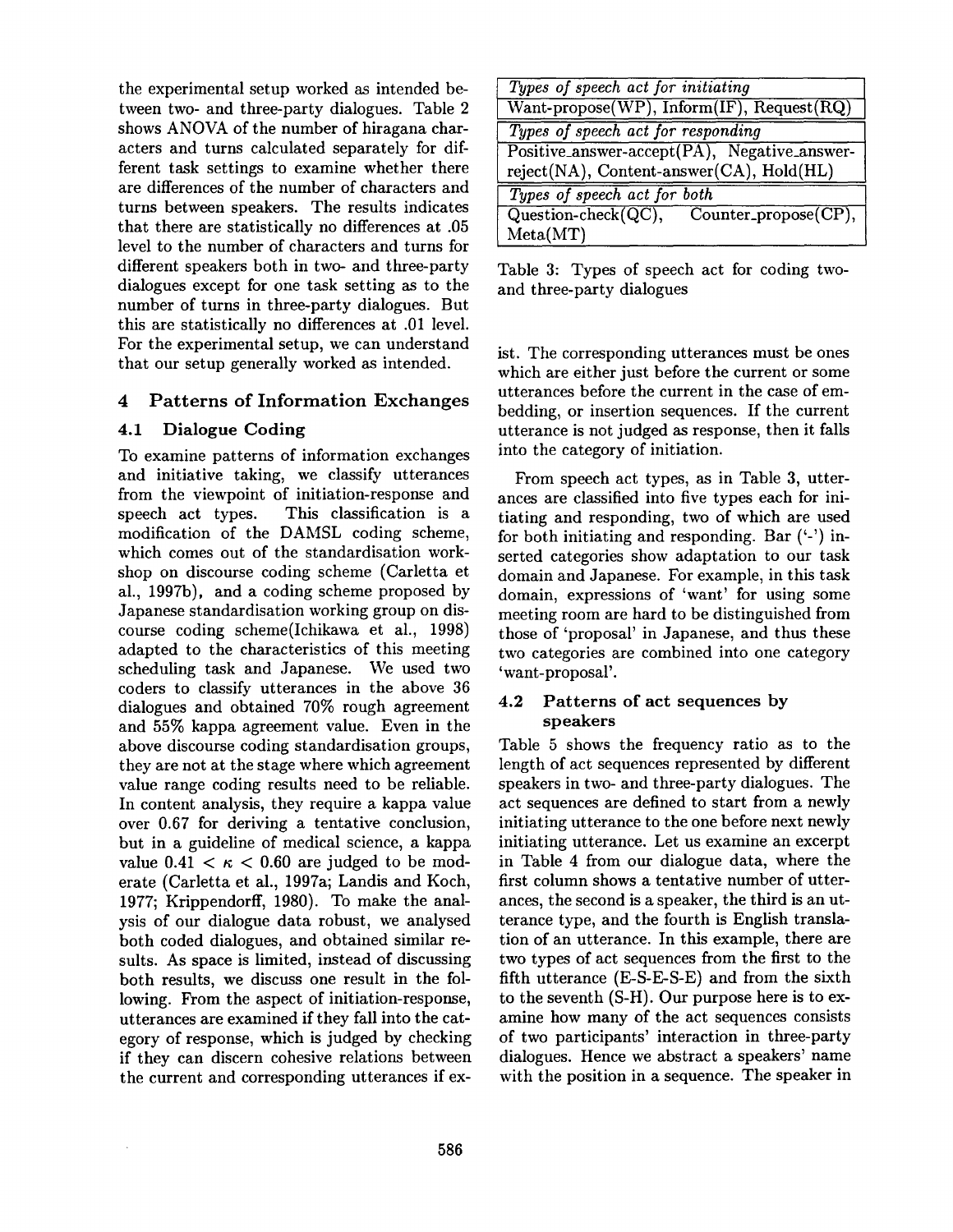the experimental setup worked as intended between two- and three-party dialogues. Table 2 shows ANOVA of the number of hiragana characters and turns calculated separately for different task settings to examine whether there are differences of the number of characters and turns between speakers. The results indicates that there are statistically no differences at .05 level to the number of characters and turns for different speakers both in two- and three-party dialogues except for one task setting as to the number of turns in three-party dialogues. But this are statistically no differences at .01 level. For the experimental setup, we can understand that our setup generally worked as intended.

## 4 Patterns of Information Exchanges

### 4.1 Dialogue Coding

To examine patterns of information exchanges and initiative taking, we classify utterances from the viewpoint of initiation-response and speech act types. This classification is a modification of the DAMSL coding scheme, which comes out of the standardisation workshop on discourse coding scheme (Carletta et al., 1997b), and a coding scheme proposed by Japanese standardisation working group on discourse coding scheme(Ichikawa et al., 1998) adapted to the characteristics of this meeting scheduling task and Japanese. We used two coders to classify utterances in the above 36 dialogues and obtained 70% rough agreement and 55% kappa agreement value. Even in the above discourse coding standardisation groups, they are not at the stage where which agreement value range coding results need to be reliable. In content analysis, they require a kappa value over 0.67 for deriving a tentative conclusion, but in a guideline of medical science, a kappa value $0.41 < \kappa < 0.60$ are judged to be moderate (Carletta et al., 1997a; Landis and Koch, 1977; Krippendorff, 1980). To make the analysis of our dialogue data robust, we analysed both coded dialogues, and obtained similar results. As space is limited, instead of discussing both results, we discuss one result in the following. From the aspect of initiation-response, utterances are examined if they fall into the category of response, which is judged by checking if they can discern cohesive relations between the current and corresponding utterances if exist. The corresponding utterances must be ones which are either just before the current or some utterances before the current in the case of embedding, or insertion sequences. If the current utterance is not judged as response, then it falls into the category of initiation.

| *Types of speech act for initiating* |
|---|
| Want-propose(WP), Inform(IF), Request(RQ) |
| *Types of speech act for responding* |
| Positive_answer-accept(PA), Negative_answer-reject(NA), Content-answer(CA), Hold(HL) |
| *Types of speech act for both* |
| Question-check(QC), Counter_propose(CP), Meta(MT) |

Table 3: Types of speech act for coding two- and three-party dialogues

From speech act types, as in Table 3, utterances are classified into five types each for initiating and responding, two of which are used for both initiating and responding. Bar ('-') inserted categories show adaptation to our task domain and Japanese. For example, in this task domain, expressions of 'want' for using some meeting room are hard to be distinguished from those of 'proposal' in Japanese, and thus these two categories are combined into one category 'want-proposal'.

### 4.2 Patterns of act sequences by speakers

Table 5 shows the frequency ratio as to the length of act sequences represented by different speakers in two- and three-party dialogues. The act sequences are defined to start from a newly initiating utterance to the one before next newly initiating utterance. Let us examine an excerpt in Table 4 from our dialogue data, where the first column shows a tentative number of utterances, the second is a speaker, the third is an utterance type, and the fourth is English translation of an utterance. In this example, there are two types of act sequences from the first to the fifth utterance (E-S-E-S-E) and from the sixth to the seventh (S-H). Our purpose here is to examine how many of the act sequences consists of two participants' interaction in three-party dialogues. Hence we abstract a speakers' name with the position in a sequence. The speaker in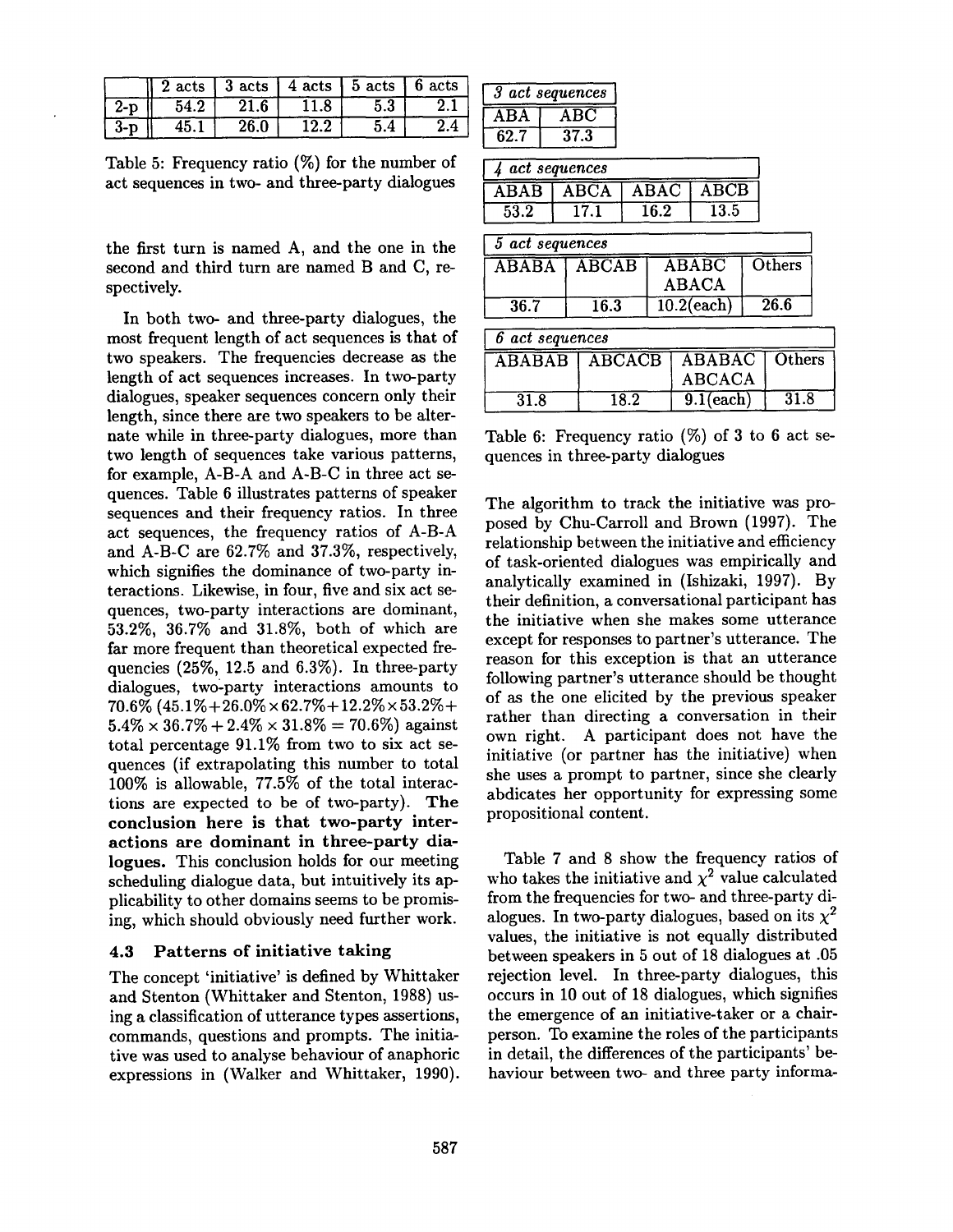|  | 2 acts | 3 acts | 4 acts | 5 acts | 6 acts |
|---|---|---|---|---|---|
| 2-p | 54.2 | 21.6 | 11.8 | 5.3 | 2.1 |
| 3-p | 45.1 | 26.0 | 12.2 | 5.4 | 2.4 |

Table 5: Frequency ratio (%) for the number of act sequences in two- and three-party dialogues

the first turn is named A, and the one in the second and third turn are named B and C, respectively.

In both two- and three-party dialogues, the most frequent length of act sequences is that of two speakers. The frequencies decrease as the length of act sequences increases. In two-party dialogues, speaker sequences concern only their length, since there are two speakers to be alternate while in three-party dialogues, more than two length of sequences take various patterns, for example, A-B-A and A-B-C in three act sequences. Table 6 illustrates patterns of speaker sequences and their frequency ratios. In three act sequences, the frequency ratios of A-B-A and A-B-C are 62.7% and 37.3%, respectively, which signifies the dominance of two-party interactions. Likewise, in four, five and six act sequences, two-party interactions are dominant, 53.2%, 36.7% and 31.8%, both of which are far more frequent than theoretical expected frequencies (25%, 12.5 and 6.3%). In three-party dialogues, two-party interactions amounts to 70.6% ($45.1\% + 26.0\% \times 62.7\% + 12.2\% \times 53.2\% + 5.4\% \times 36.7\% + 2.4\% \times 31.8\% = 70.6\%$) against total percentage 91.1% from two to six act sequences (if extrapolating this number to total 100% is allowable, 77.5% of the total interactions are expected to be of two-party). **The conclusion here is that two-party interactions are dominant in three-party dialogues.** This conclusion holds for our meeting scheduling dialogue data, but intuitively its applicability to other domains seems to be promising, which should obviously need further work.

*3 act sequences*

| ABA | ABC |
|---|---|
| 62.7 | 37.3 |

*4 act sequences*

| ABAB | ABCA | ABAC | ABCB |
|---|---|---|---|
| 53.2 | 17.1 | 16.2 | 13.5 |

*5 act sequences*

| ABABA | ABCAB | ABABC ABACA | Others |
|---|---|---|---|
| 36.7 | 16.3 | 10.2(each) | 26.6 |

*6 act sequences*

| ABABAB | ABCACB | ABABAC ABCACA | Others |
|---|---|---|---|
| 31.8 | 18.2 | 9.1(each) | 31.8 |

Table 6: Frequency ratio (%) of 3 to 6 act sequences in three-party dialogues

### 4.3 Patterns of initiative taking

The concept 'initiative' is defined by Whittaker and Stenton (Whittaker and Stenton, 1988) using a classification of utterance types assertions, commands, questions and prompts. The initiative was used to analyse behaviour of anaphoric expressions in (Walker and Whittaker, 1990). The algorithm to track the initiative was proposed by Chu-Carroll and Brown (1997). The relationship between the initiative and efficiency of task-oriented dialogues was empirically and analytically examined in (Ishizaki, 1997). By their definition, a conversational participant has the initiative when she makes some utterance except for responses to partner's utterance. The reason for this exception is that an utterance following partner's utterance should be thought of as the one elicited by the previous speaker rather than directing a conversation in their own right. A participant does not have the initiative (or partner has the initiative) when she uses a prompt to partner, since she clearly abdicates her opportunity for expressing some propositional content.

Table 7 and 8 show the frequency ratios of who takes the initiative and $\chi^2$ value calculated from the frequencies for two- and three-party dialogues. In two-party dialogues, based on its $\chi^2$ values, the initiative is not equally distributed between speakers in 5 out of 18 dialogues at .05 rejection level. In three-party dialogues, this occurs in 10 out of 18 dialogues, which signifies the emergence of an initiative-taker or a chairperson. To examine the roles of the participants in detail, the differences of the participants' behaviour between two- and three party informa-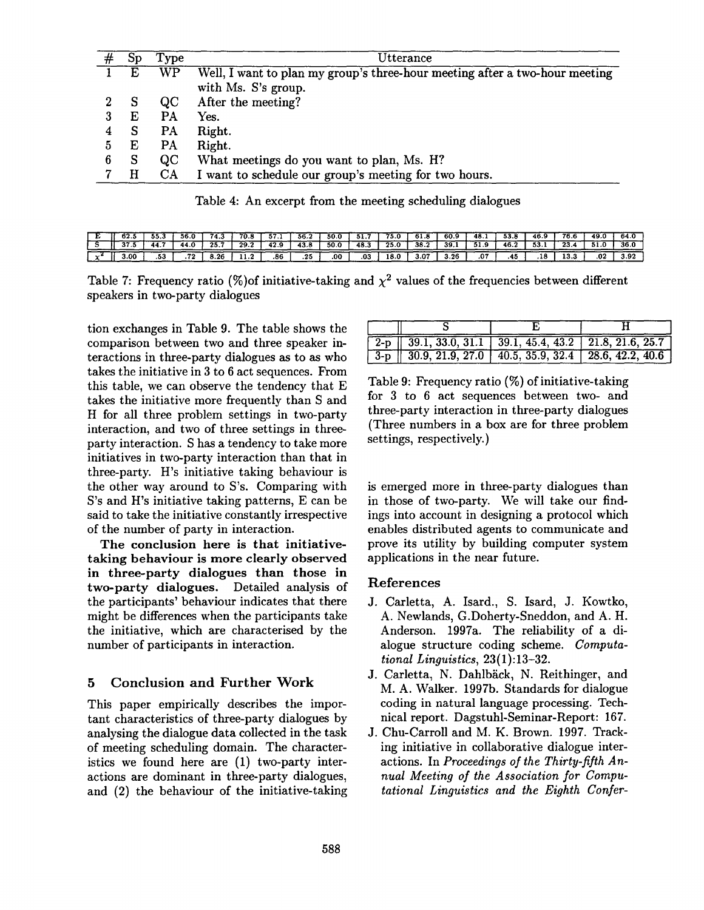| # | Sp | Type | Utterance |
|---|---|---|---|
| 1 | E | WP | Well, I want to plan my group's three-hour meeting after a two-hour meeting with Ms. S's group. |
| 2 | S | QC | After the meeting? |
| 3 | E | PA | Yes. |
| 4 | S | PA | Right. |
| 5 | E | PA | Right. |
| 6 | S | QC | What meetings do you want to plan, Ms. H? |
| 7 | H | CA | I want to schedule our group's meeting for two hours. |

Table 4: An excerpt from the meeting scheduling dialogues

| E | 62.5 | 55.3 | 56.0 | 74.3 | 70.8 | 57.1 | 56.2 | 50.0 | 51.7 | 75.0 | 61.8 | 60.9 | 48.1 | 53.8 | 46.9 | 76.6 | 49.0 | 64.0 |
|---|---|---|---|---|---|---|---|---|---|---|---|---|---|---|---|---|---|---|
| S | 37.5 | 44.7 | 44.0 | 25.7 | 29.2 | 42.9 | 43.8 | 50.0 | 48.3 | 25.0 | 38.2 | 39.1 | 51.9 | 46.2 | 53.1 | 23.4 | 51.0 | 36.0 |
| $\chi^2$ | 3.00 | .53 | .72 | 8.26 | 11.2 | .86 | .25 | .00 | .03 | 18.0 | 3.07 | 3.26 | .07 | .45 | .18 | 13.3 | .02 | 3.92 |

Table 7: Frequency ratio (%)of initiative-taking and $\chi^2$ values of the frequencies between different speakers in two-party dialogues

tion exchanges in Table 9. The table shows the comparison between two and three speaker interactions in three-party dialogues as to as who takes the initiative in 3 to 6 act sequences. From this table, we can observe the tendency that E takes the initiative more frequently than S and H for all three problem settings in two-party interaction, and two of three settings in three-party interaction. S has a tendency to take more initiatives in two-party interaction than that in three-party. H's initiative taking behaviour is the other way around to S's. Comparing with S's and H's initiative taking patterns, E can be said to take the initiative constantly irrespective of the number of party in interaction.

**The conclusion here is that initiative-taking behaviour is more clearly observed in three-party dialogues than those in two-party dialogues.** Detailed analysis of the participants' behaviour indicates that there might be differences when the participants take the initiative, which are characterised by the number of participants in interaction.

|  | S | E | H |
|---|---|---|---|
| 2-p | 39.1, 33.0, 31.1 | 39.1, 45.4, 43.2 | 21.8, 21.6, 25.7 |
| 3-p | 30.9, 21.9, 27.0 | 40.5, 35.9, 32.4 | 28.6, 42.2, 40.6 |

Table 9: Frequency ratio (%) of initiative-taking for 3 to 6 act sequences between two- and three-party interaction in three-party dialogues (Three numbers in a box are for three problem settings, respectively.)

## 5 Conclusion and Further Work

This paper empirically describes the important characteristics of three-party dialogues by analysing the dialogue data collected in the task of meeting scheduling domain. The characteristics we found here are (1) two-party interactions are dominant in three-party dialogues, and (2) the behaviour of the initiative-taking is emerged more in three-party dialogues than in those of two-party. We will take our findings into account in designing a protocol which enables distributed agents to communicate and prove its utility by building computer system applications in the near future.

## References

J. Carletta, A. Isard., S. Isard, J. Kowtko, A. Newlands, G.Doherty-Sneddon, and A. H. Anderson. 1997a. The reliability of a dialogue structure coding scheme. *Computational Linguistics*, 23(1):13–32.

J. Carletta, N. Dahlbäck, N. Reithinger, and M. A. Walker. 1997b. Standards for dialogue coding in natural language processing. Technical report. Dagstuhl-Seminar-Report: 167.

J. Chu-Carroll and M. K. Brown. 1997. Tracking initiative in collaborative dialogue interactions. In *Proceedings of the Thirty-fifth Annual Meeting of the Association for Computational Linguistics and the Eighth Confer-*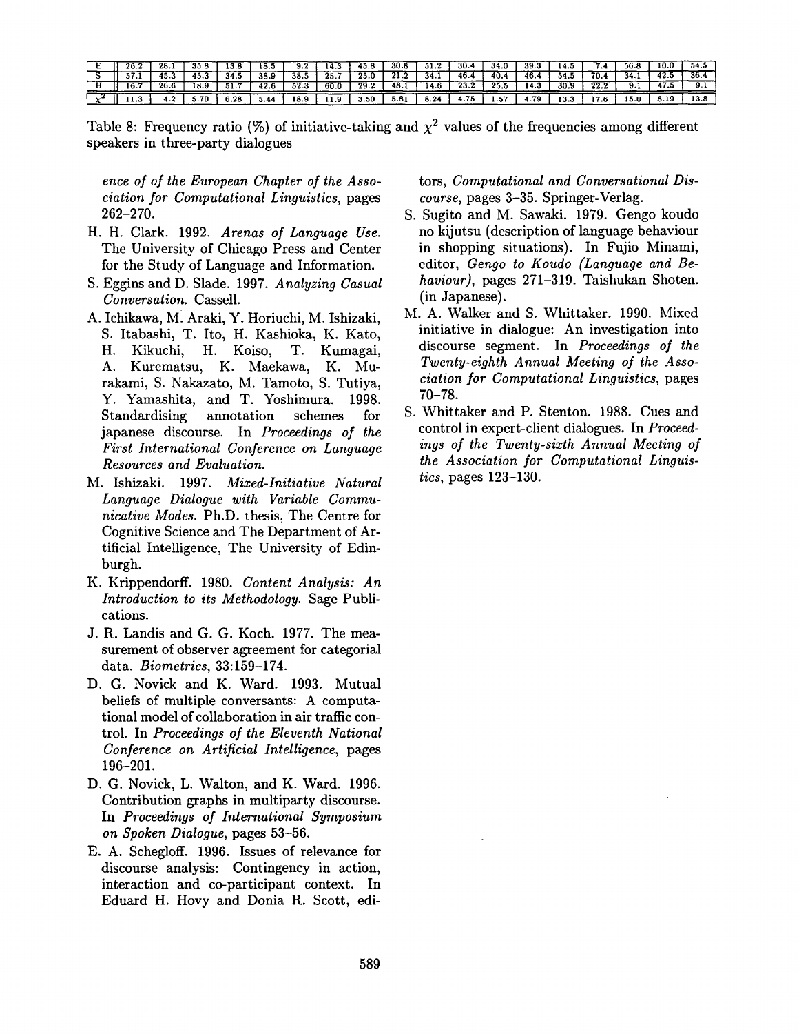| | | | | | | | | | | | | | | | | | | |
|---|---|---|---|---|---|---|---|---|---|---|---|---|---|---|---|---|---|---|
| E | 26.2 | 28.1 | 35.8 | 13.8 | 18.5 | 9.2 | 14.3 | 45.8 | 30.6 | 51.2 | 30.4 | 34.0 | 39.3 | 14.5 | 7.4 | 56.8 | 10.0 | 54.5 |
| S | 57.1 | 45.3 | 45.3 | 34.5 | 38.9 | 38.5 | 25.7 | 25.0 | 21.2 | 34.1 | 46.4 | 40.4 | 46.4 | 54.5 | 70.4 | 34.1 | 42.5 | 36.4 |
| H | 16.7 | 26.6 | 18.9 | 51.7 | 42.6 | 52.3 | 60.0 | 29.2 | 48.1 | 14.6 | 23.2 | 25.5 | 14.3 | 30.9 | 22.2 | 9.1 | 47.5 | 9.1 |
| $\chi^2$ | 11.3 | 4.2 | 5.70 | 6.28 | 5.44 | 18.9 | 11.9 | 3.50 | 5.81 | 8.24 | 4.75 | 1.57 | 4.79 | 13.3 | 17.6 | 15.0 | 8.19 | 13.8 |

Table 8: Frequency ratio (%) of initiative-taking and $\chi^2$ values of the frequencies among different speakers in three-party dialogues

*ence of of the European Chapter of the Association for Computational Linguistics*, pages 262–270.

- H. H. Clark. 1992. *Arenas of Language Use*. The University of Chicago Press and Center for the Study of Language and Information.
- S. Eggins and D. Slade. 1997. *Analyzing Casual Conversation*. Cassell.
- A. Ichikawa, M. Araki, Y. Horiuchi, M. Ishizaki, S. Itabashi, T. Ito, H. Kashioka, K. Kato, H. Kikuchi, H. Koiso, T. Kumagai, A. Kurematsu, K. Maekawa, K. Murakami, S. Nakazato, M. Tamoto, S. Tutiya, Y. Yamashita, and T. Yoshimura. 1998. Standardising annotation schemes for japanese discourse. In *Proceedings of the First International Conference on Language Resources and Evaluation*.
- M. Ishizaki. 1997. *Mixed-Initiative Natural Language Dialogue with Variable Communicative Modes*. Ph.D. thesis, The Centre for Cognitive Science and The Department of Artificial Intelligence, The University of Edinburgh.
- K. Krippendorff. 1980. *Content Analysis: An Introduction to its Methodology*. Sage Publications.
- J. R. Landis and G. G. Koch. 1977. The measurement of observer agreement for categorial data. *Biometrics*, 33:159–174.
- D. G. Novick and K. Ward. 1993. Mutual beliefs of multiple conversants: A computational model of collaboration in air traffic control. In *Proceedings of the Eleventh National Conference on Artificial Intelligence*, pages 196–201.
- D. G. Novick, L. Walton, and K. Ward. 1996. Contribution graphs in multiparty discourse. In *Proceedings of International Symposium on Spoken Dialogue*, pages 53–56.
- E. A. Schegloff. 1996. Issues of relevance for discourse analysis: Contingency in action, interaction and co-participant context. In Eduard H. Hovy and Donia R. Scott, editors, *Computational and Conversational Discourse*, pages 3–35. Springer-Verlag.
- S. Sugito and M. Sawaki. 1979. Gengo koudo no kijutsu (description of language behaviour in shopping situations). In Fujio Minami, editor, *Gengo to Koudo (Language and Behaviour)*, pages 271–319. Taishukan Shoten. (in Japanese).
- M. A. Walker and S. Whittaker. 1990. Mixed initiative in dialogue: An investigation into discourse segment. In *Proceedings of the Twenty-eighth Annual Meeting of the Association for Computational Linguistics*, pages 70–78.
- S. Whittaker and P. Stenton. 1988. Cues and control in expert-client dialogues. In *Proceedings of the Twenty-sixth Annual Meeting of the Association for Computational Linguistics*, pages 123–130.